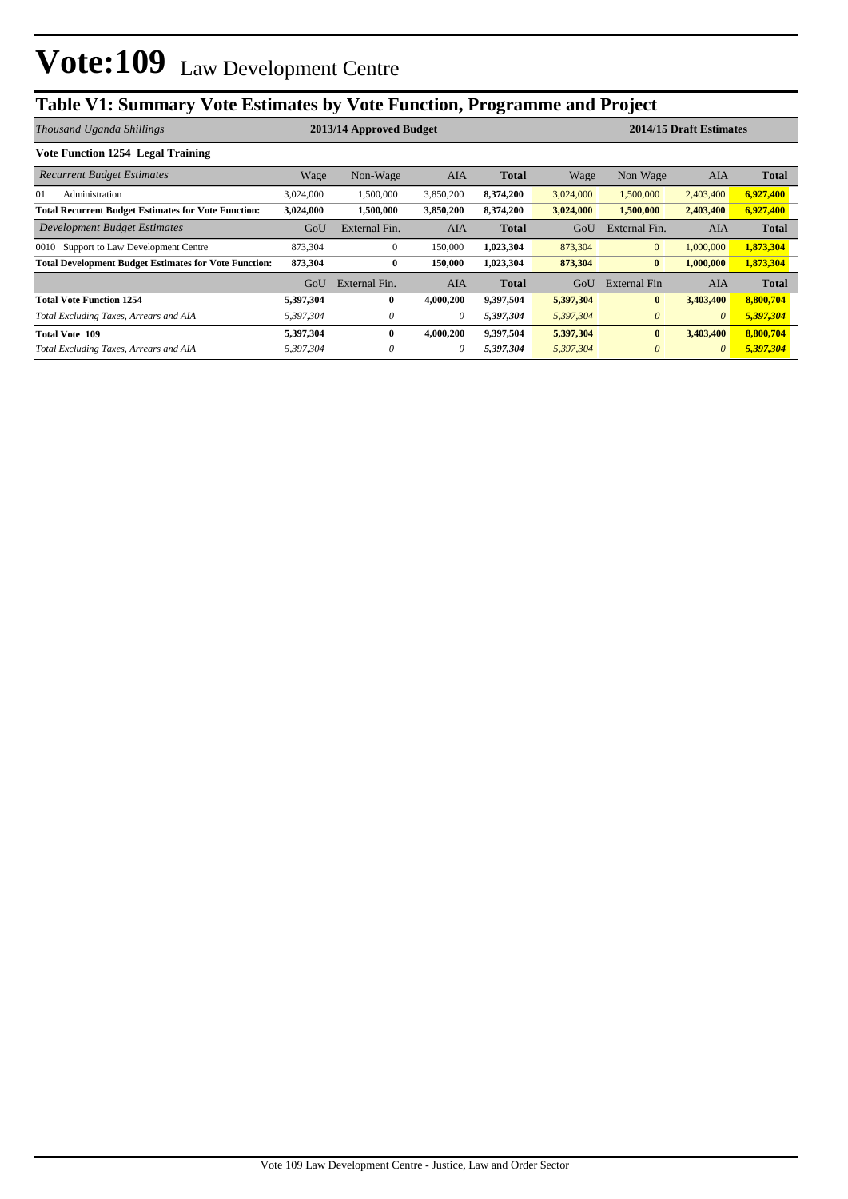# Vote:109 Law Development Centre

## Table V1: Summary Vote Estimates by Vote Function, Programme and Project

| *Thousand Uganda Shillings* | 2013/14 Approved Budget | | | | 2014/15 Draft Estimates | | | |
|---|---|---|---|---|---|---|---|---|
| **Vote Function 1254 Legal Training** | | | | | | | | |
| *Recurrent Budget Estimates* | Wage | Non-Wage | AIA | **Total** | Wage | Non Wage | AIA | **Total** |
| 01 Administration | 3,024,000 | 1,500,000 | 3,850,200 | **8,374,200** | 3,024,000 | 1,500,000 | 2,403,400 | **6,927,400** |
| **Total Recurrent Budget Estimates for Vote Function:** | **3,024,000** | **1,500,000** | **3,850,200** | **8,374,200** | **3,024,000** | **1,500,000** | **2,403,400** | **6,927,400** |
| *Development Budget Estimates* | GoU | External Fin. | AIA | **Total** | GoU | External Fin. | AIA | **Total** |
| 0010 Support to Law Development Centre | 873,304 | 0 | 150,000 | **1,023,304** | 873,304 | 0 | 1,000,000 | **1,873,304** |
| **Total Development Budget Estimates for Vote Function:** | **873,304** | **0** | **150,000** | **1,023,304** | **873,304** | **0** | **1,000,000** | **1,873,304** |
| | GoU | External Fin. | AIA | **Total** | GoU | External Fin | AIA | **Total** |
| **Total Vote Function 1254** | **5,397,304** | **0** | **4,000,200** | **9,397,504** | **5,397,304** | **0** | **3,403,400** | **8,800,704** |
| *Total Excluding Taxes, Arrears and AIA* | *5,397,304* | *0* | *0* | ***5,397,304*** | *5,397,304* | *0* | *0* | ***5,397,304*** |
| **Total Vote 109** | **5,397,304** | **0** | **4,000,200** | **9,397,504** | **5,397,304** | **0** | **3,403,400** | **8,800,704** |
| *Total Excluding Taxes, Arrears and AIA* | *5,397,304* | *0* | *0* | ***5,397,304*** | *5,397,304* | *0* | *0* | ***5,397,304*** |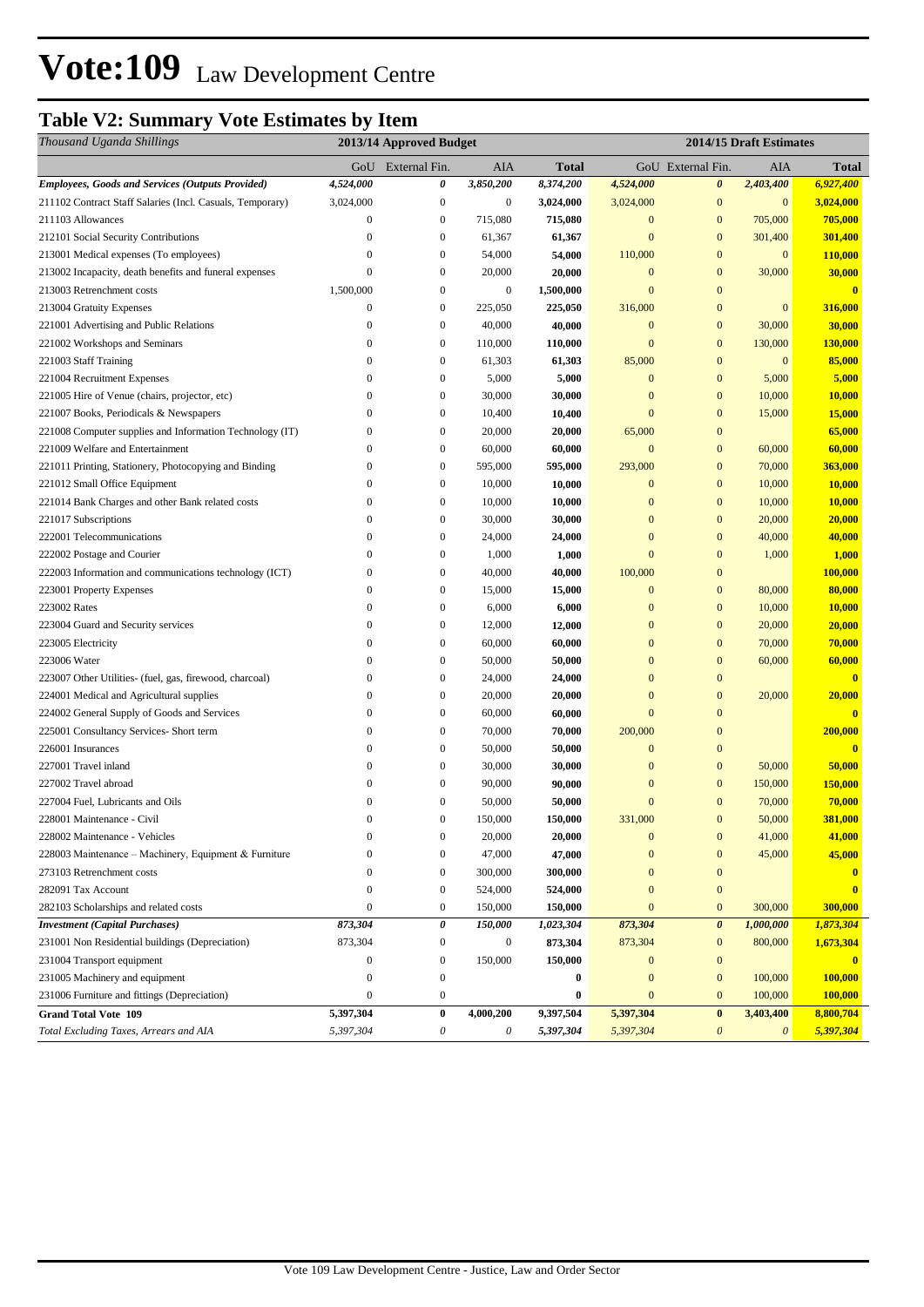# Vote:109 Law Development Centre

## Table V2: Summary Vote Estimates by Item

| *Thousand Uganda Shillings* | 2013/14 Approved Budget | | | | 2014/15 Draft Estimates | | | |
|---|---|---|---|---|---|---|---|---|
| | GoU | External Fin. | AIA | **Total** | GoU | External Fin. | AIA | **Total** |
| ***Employees, Goods and Services (Outputs Provided)*** | ***4,524,000*** | ***0*** | ***3,850,200*** | ***8,374,200*** | ***4,524,000*** | ***0*** | ***2,403,400*** | ***6,927,400*** |
| 211102 Contract Staff Salaries (Incl. Casuals, Temporary) | 3,024,000 | 0 | 0 | **3,024,000** | 3,024,000 | 0 | 0 | **3,024,000** |
| 211103 Allowances | 0 | 0 | 715,080 | **715,080** | 0 | 0 | 705,000 | **705,000** |
| 212101 Social Security Contributions | 0 | 0 | 61,367 | **61,367** | 0 | 0 | 301,400 | **301,400** |
| 213001 Medical expenses (To employees) | 0 | 0 | 54,000 | **54,000** | 110,000 | 0 | 0 | **110,000** |
| 213002 Incapacity, death benefits and funeral expenses | 0 | 0 | 20,000 | **20,000** | 0 | 0 | 30,000 | **30,000** |
| 213003 Retrenchment costs | 1,500,000 | 0 | 0 | **1,500,000** | 0 | 0 | | **0** |
| 213004 Gratuity Expenses | 0 | 0 | 225,050 | **225,050** | 316,000 | 0 | 0 | **316,000** |
| 221001 Advertising and Public Relations | 0 | 0 | 40,000 | **40,000** | 0 | 0 | 30,000 | **30,000** |
| 221002 Workshops and Seminars | 0 | 0 | 110,000 | **110,000** | 0 | 0 | 130,000 | **130,000** |
| 221003 Staff Training | 0 | 0 | 61,303 | **61,303** | 85,000 | 0 | 0 | **85,000** |
| 221004 Recruitment Expenses | 0 | 0 | 5,000 | **5,000** | 0 | 0 | 5,000 | **5,000** |
| 221005 Hire of Venue (chairs, projector, etc) | 0 | 0 | 30,000 | **30,000** | 0 | 0 | 10,000 | **10,000** |
| 221007 Books, Periodicals & Newspapers | 0 | 0 | 10,400 | **10,400** | 0 | 0 | 15,000 | **15,000** |
| 221008 Computer supplies and Information Technology (IT) | 0 | 0 | 20,000 | **20,000** | 65,000 | 0 | | **65,000** |
| 221009 Welfare and Entertainment | 0 | 0 | 60,000 | **60,000** | 0 | 0 | 60,000 | **60,000** |
| 221011 Printing, Stationery, Photocopying and Binding | 0 | 0 | 595,000 | **595,000** | 293,000 | 0 | 70,000 | **363,000** |
| 221012 Small Office Equipment | 0 | 0 | 10,000 | **10,000** | 0 | 0 | 10,000 | **10,000** |
| 221014 Bank Charges and other Bank related costs | 0 | 0 | 10,000 | **10,000** | 0 | 0 | 10,000 | **10,000** |
| 221017 Subscriptions | 0 | 0 | 30,000 | **30,000** | 0 | 0 | 20,000 | **20,000** |
| 222001 Telecommunications | 0 | 0 | 24,000 | **24,000** | 0 | 0 | 40,000 | **40,000** |
| 222002 Postage and Courier | 0 | 0 | 1,000 | **1,000** | 0 | 0 | 1,000 | **1,000** |
| 222003 Information and communications technology (ICT) | 0 | 0 | 40,000 | **40,000** | 100,000 | 0 | | **100,000** |
| 223001 Property Expenses | 0 | 0 | 15,000 | **15,000** | 0 | 0 | 80,000 | **80,000** |
| 223002 Rates | 0 | 0 | 6,000 | **6,000** | 0 | 0 | 10,000 | **10,000** |
| 223004 Guard and Security services | 0 | 0 | 12,000 | **12,000** | 0 | 0 | 20,000 | **20,000** |
| 223005 Electricity | 0 | 0 | 60,000 | **60,000** | 0 | 0 | 70,000 | **70,000** |
| 223006 Water | 0 | 0 | 50,000 | **50,000** | 0 | 0 | 60,000 | **60,000** |
| 223007 Other Utilities- (fuel, gas, firewood, charcoal) | 0 | 0 | 24,000 | **24,000** | 0 | 0 | | **0** |
| 224001 Medical and Agricultural supplies | 0 | 0 | 20,000 | **20,000** | 0 | 0 | 20,000 | **20,000** |
| 224002 General Supply of Goods and Services | 0 | 0 | 60,000 | **60,000** | 0 | 0 | | **0** |
| 225001 Consultancy Services- Short term | 0 | 0 | 70,000 | **70,000** | 200,000 | 0 | | **200,000** |
| 226001 Insurances | 0 | 0 | 50,000 | **50,000** | 0 | 0 | | **0** |
| 227001 Travel inland | 0 | 0 | 30,000 | **30,000** | 0 | 0 | 50,000 | **50,000** |
| 227002 Travel abroad | 0 | 0 | 90,000 | **90,000** | 0 | 0 | 150,000 | **150,000** |
| 227004 Fuel, Lubricants and Oils | 0 | 0 | 50,000 | **50,000** | 0 | 0 | 70,000 | **70,000** |
| 228001 Maintenance - Civil | 0 | 0 | 150,000 | **150,000** | 331,000 | 0 | 50,000 | **381,000** |
| 228002 Maintenance - Vehicles | 0 | 0 | 20,000 | **20,000** | 0 | 0 | 41,000 | **41,000** |
| 228003 Maintenance – Machinery, Equipment & Furniture | 0 | 0 | 47,000 | **47,000** | 0 | 0 | 45,000 | **45,000** |
| 273103 Retrenchment costs | 0 | 0 | 300,000 | **300,000** | 0 | 0 | | **0** |
| 282091 Tax Account | 0 | 0 | 524,000 | **524,000** | 0 | 0 | | **0** |
| 282103 Scholarships and related costs | 0 | 0 | 150,000 | **150,000** | 0 | 0 | 300,000 | **300,000** |
| ***Investment (Capital Purchases)*** | ***873,304*** | ***0*** | ***150,000*** | ***1,023,304*** | ***873,304*** | ***0*** | ***1,000,000*** | ***1,873,304*** |
| 231001 Non Residential buildings (Depreciation) | 873,304 | 0 | 0 | **873,304** | 873,304 | 0 | 800,000 | **1,673,304** |
| 231004 Transport equipment | 0 | 0 | 150,000 | **150,000** | 0 | 0 | | **0** |
| 231005 Machinery and equipment | 0 | 0 | | **0** | 0 | 0 | 100,000 | **100,000** |
| 231006 Furniture and fittings (Depreciation) | 0 | 0 | | **0** | 0 | 0 | 100,000 | **100,000** |
| **Grand Total Vote 109** | **5,397,304** | **0** | **4,000,200** | **9,397,504** | **5,397,304** | **0** | **3,403,400** | **8,800,704** |
| *Total Excluding Taxes, Arrears and AIA* | *5,397,304* | *0* | *0* | *5,397,304* | *5,397,304* | *0* | *0* | *5,397,304* |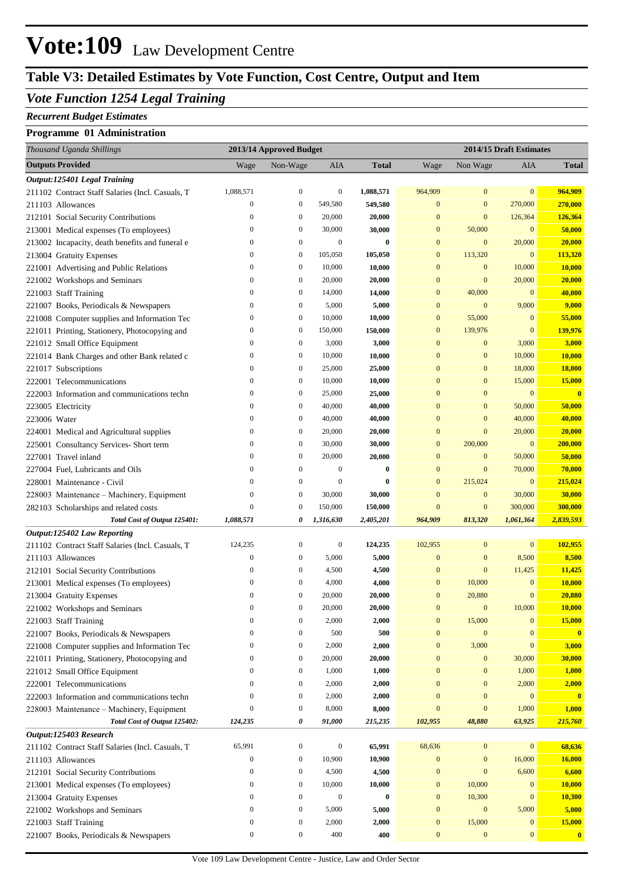# Vote:109 Law Development Centre

## Table V3: Detailed Estimates by Vote Function, Cost Centre, Output and Item

### *Vote Function 1254 Legal Training*

***Recurrent Budget Estimates***

**Programme 01 Administration**

| *Thousand Uganda Shillings* | 2013/14 Approved Budget | | | | 2014/15 Draft Estimates | | | |
|---|---|---|---|---|---|---|---|---|
| **Outputs Provided** | Wage | Non-Wage | AIA | **Total** | Wage | Non Wage | AIA | **Total** |
| ***Output:125401 Legal Training*** | | | | | | | | |
| 211102 Contract Staff Salaries (Incl. Casuals, T | 1,088,571 | 0 | 0 | **1,088,571** | 964,909 | 0 | 0 | **964,909** |
| 211103 Allowances | 0 | 0 | 549,580 | **549,580** | 0 | 0 | 270,000 | **270,000** |
| 212101 Social Security Contributions | 0 | 0 | 20,000 | **20,000** | 0 | 0 | 126,364 | **126,364** |
| 213001 Medical expenses (To employees) | 0 | 0 | 30,000 | **30,000** | 0 | 50,000 | 0 | **50,000** |
| 213002 Incapacity, death benefits and funeral e | 0 | 0 | 0 | **0** | 0 | 0 | 20,000 | **20,000** |
| 213004 Gratuity Expenses | 0 | 0 | 105,050 | **105,050** | 0 | 113,320 | 0 | **113,320** |
| 221001 Advertising and Public Relations | 0 | 0 | 10,000 | **10,000** | 0 | 0 | 10,000 | **10,000** |
| 221002 Workshops and Seminars | 0 | 0 | 20,000 | **20,000** | 0 | 0 | 20,000 | **20,000** |
| 221003 Staff Training | 0 | 0 | 14,000 | **14,000** | 0 | 40,000 | 0 | **40,000** |
| 221007 Books, Periodicals & Newspapers | 0 | 0 | 5,000 | **5,000** | 0 | 0 | 9,000 | **9,000** |
| 221008 Computer supplies and Information Tec | 0 | 0 | 10,000 | **10,000** | 0 | 55,000 | 0 | **55,000** |
| 221011 Printing, Stationery, Photocopying and | 0 | 0 | 150,000 | **150,000** | 0 | 139,976 | 0 | **139,976** |
| 221012 Small Office Equipment | 0 | 0 | 3,000 | **3,000** | 0 | 0 | 3,000 | **3,000** |
| 221014 Bank Charges and other Bank related c | 0 | 0 | 10,000 | **10,000** | 0 | 0 | 10,000 | **10,000** |
| 221017 Subscriptions | 0 | 0 | 25,000 | **25,000** | 0 | 0 | 18,000 | **18,000** |
| 222001 Telecommunications | 0 | 0 | 10,000 | **10,000** | 0 | 0 | 15,000 | **15,000** |
| 222003 Information and communications techn | 0 | 0 | 25,000 | **25,000** | 0 | 0 | 0 | **0** |
| 223005 Electricity | 0 | 0 | 40,000 | **40,000** | 0 | 0 | 50,000 | **50,000** |
| 223006 Water | 0 | 0 | 40,000 | **40,000** | 0 | 0 | 40,000 | **40,000** |
| 224001 Medical and Agricultural supplies | 0 | 0 | 20,000 | **20,000** | 0 | 0 | 20,000 | **20,000** |
| 225001 Consultancy Services- Short term | 0 | 0 | 30,000 | **30,000** | 0 | 200,000 | 0 | **200,000** |
| 227001 Travel inland | 0 | 0 | 20,000 | **20,000** | 0 | 0 | 50,000 | **50,000** |
| 227004 Fuel, Lubricants and Oils | 0 | 0 | 0 | **0** | 0 | 0 | 70,000 | **70,000** |
| 228001 Maintenance - Civil | 0 | 0 | 0 | **0** | 0 | 215,024 | 0 | **215,024** |
| 228003 Maintenance – Machinery, Equipment | 0 | 0 | 30,000 | **30,000** | 0 | 0 | 30,000 | **30,000** |
| 282103 Scholarships and related costs | 0 | 0 | 150,000 | **150,000** | 0 | 0 | 300,000 | **300,000** |
| ***Total Cost of Output 125401:*** | ***1,088,571*** | ***0*** | ***1,316,630*** | ***2,405,201*** | ***964,909*** | ***813,320*** | ***1,061,364*** | ***2,839,593*** |
| ***Output:125402 Law Reporting*** | | | | | | | | |
| 211102 Contract Staff Salaries (Incl. Casuals, T | 124,235 | 0 | 0 | **124,235** | 102,955 | 0 | 0 | **102,955** |
| 211103 Allowances | 0 | 0 | 5,000 | **5,000** | 0 | 0 | 8,500 | **8,500** |
| 212101 Social Security Contributions | 0 | 0 | 4,500 | **4,500** | 0 | 0 | 11,425 | **11,425** |
| 213001 Medical expenses (To employees) | 0 | 0 | 4,000 | **4,000** | 0 | 10,000 | 0 | **10,000** |
| 213004 Gratuity Expenses | 0 | 0 | 20,000 | **20,000** | 0 | 20,880 | 0 | **20,880** |
| 221002 Workshops and Seminars | 0 | 0 | 20,000 | **20,000** | 0 | 0 | 10,000 | **10,000** |
| 221003 Staff Training | 0 | 0 | 2,000 | **2,000** | 0 | 15,000 | 0 | **15,000** |
| 221007 Books, Periodicals & Newspapers | 0 | 0 | 500 | **500** | 0 | 0 | 0 | **0** |
| 221008 Computer supplies and Information Tec | 0 | 0 | 2,000 | **2,000** | 0 | 3,000 | 0 | **3,000** |
| 221011 Printing, Stationery, Photocopying and | 0 | 0 | 20,000 | **20,000** | 0 | 0 | 30,000 | **30,000** |
| 221012 Small Office Equipment | 0 | 0 | 1,000 | **1,000** | 0 | 0 | 1,000 | **1,000** |
| 222001 Telecommunications | 0 | 0 | 2,000 | **2,000** | 0 | 0 | 2,000 | **2,000** |
| 222003 Information and communications techn | 0 | 0 | 2,000 | **2,000** | 0 | 0 | 0 | **0** |
| 228003 Maintenance – Machinery, Equipment | 0 | 0 | 8,000 | **8,000** | 0 | 0 | 1,000 | **1,000** |
| ***Total Cost of Output 125402:*** | ***124,235*** | ***0*** | ***91,000*** | ***215,235*** | ***102,955*** | ***48,880*** | ***63,925*** | ***215,760*** |
| ***Output:125403 Research*** | | | | | | | | |
| 211102 Contract Staff Salaries (Incl. Casuals, T | 65,991 | 0 | 0 | **65,991** | 68,636 | 0 | 0 | **68,636** |
| 211103 Allowances | 0 | 0 | 10,900 | **10,900** | 0 | 0 | 16,000 | **16,000** |
| 212101 Social Security Contributions | 0 | 0 | 4,500 | **4,500** | 0 | 0 | 6,600 | **6,600** |
| 213001 Medical expenses (To employees) | 0 | 0 | 10,000 | **10,000** | 0 | 10,000 | 0 | **10,000** |
| 213004 Gratuity Expenses | 0 | 0 | 0 | **0** | 0 | 10,300 | 0 | **10,300** |
| 221002 Workshops and Seminars | 0 | 0 | 5,000 | **5,000** | 0 | 0 | 5,000 | **5,000** |
| 221003 Staff Training | 0 | 0 | 2,000 | **2,000** | 0 | 15,000 | 0 | **15,000** |
| 221007 Books, Periodicals & Newspapers | 0 | 0 | 400 | **400** | 0 | 0 | 0 | **0** |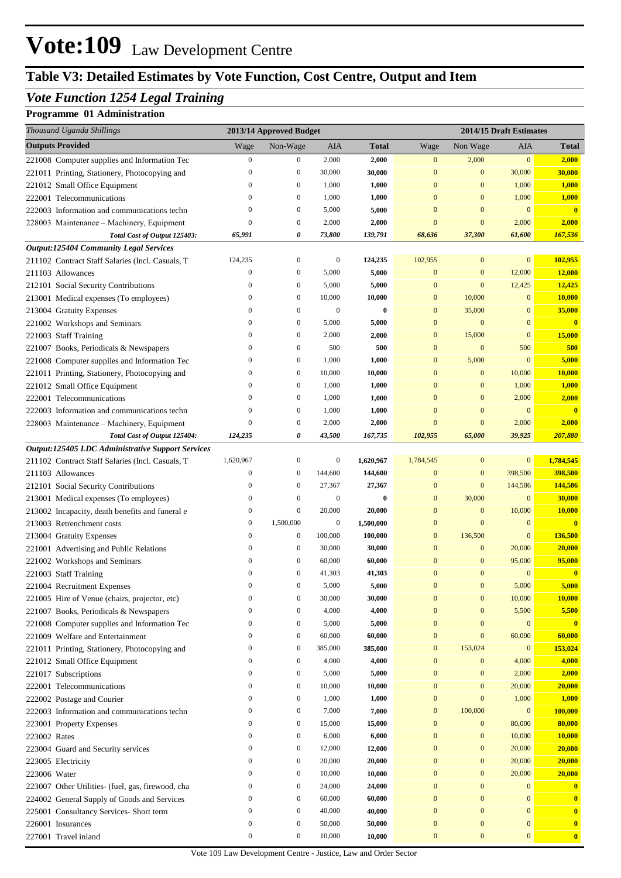# Vote:109 Law Development Centre

## Table V3: Detailed Estimates by Vote Function, Cost Centre, Output and Item

### *Vote Function 1254 Legal Training*

#### Programme 01 Administration

| *Thousand Uganda Shillings* | 2013/14 Approved Budget | | | | 2014/15 Draft Estimates | | | |
|---|---|---|---|---|---|---|---|---|
| **Outputs Provided** | Wage | Non-Wage | AIA | **Total** | Wage | Non Wage | AIA | **Total** |
| 221008 Computer supplies and Information Tec | 0 | 0 | 2,000 | **2,000** | 0 | 2,000 | 0 | **2,000** |
| 221011 Printing, Stationery, Photocopying and | 0 | 0 | 30,000 | **30,000** | 0 | 0 | 30,000 | **30,000** |
| 221012 Small Office Equipment | 0 | 0 | 1,000 | **1,000** | 0 | 0 | 1,000 | **1,000** |
| 222001 Telecommunications | 0 | 0 | 1,000 | **1,000** | 0 | 0 | 1,000 | **1,000** |
| 222003 Information and communications techn | 0 | 0 | 5,000 | **5,000** | 0 | 0 | 0 | **0** |
| 228003 Maintenance – Machinery, Equipment | 0 | 0 | 2,000 | **2,000** | 0 | 0 | 2,000 | **2,000** |
| ***Total Cost of Output 125403:*** | ***65,991*** | ***0*** | ***73,800*** | ***139,791*** | ***68,636*** | ***37,300*** | ***61,600*** | ***167,536*** |
| ***Output:125404 Community Legal Services*** | | | | | | | | |
| 211102 Contract Staff Salaries (Incl. Casuals, T | 124,235 | 0 | 0 | **124,235** | 102,955 | 0 | 0 | **102,955** |
| 211103 Allowances | 0 | 0 | 5,000 | **5,000** | 0 | 0 | 12,000 | **12,000** |
| 212101 Social Security Contributions | 0 | 0 | 5,000 | **5,000** | 0 | 0 | 12,425 | **12,425** |
| 213001 Medical expenses (To employees) | 0 | 0 | 10,000 | **10,000** | 0 | 10,000 | 0 | **10,000** |
| 213004 Gratuity Expenses | 0 | 0 | 0 | **0** | 0 | 35,000 | 0 | **35,000** |
| 221002 Workshops and Seminars | 0 | 0 | 5,000 | **5,000** | 0 | 0 | 0 | **0** |
| 221003 Staff Training | 0 | 0 | 2,000 | **2,000** | 0 | 15,000 | 0 | **15,000** |
| 221007 Books, Periodicals & Newspapers | 0 | 0 | 500 | **500** | 0 | 0 | 500 | **500** |
| 221008 Computer supplies and Information Tec | 0 | 0 | 1,000 | **1,000** | 0 | 5,000 | 0 | **5,000** |
| 221011 Printing, Stationery, Photocopying and | 0 | 0 | 10,000 | **10,000** | 0 | 0 | 10,000 | **10,000** |
| 221012 Small Office Equipment | 0 | 0 | 1,000 | **1,000** | 0 | 0 | 1,000 | **1,000** |
| 222001 Telecommunications | 0 | 0 | 1,000 | **1,000** | 0 | 0 | 2,000 | **2,000** |
| 222003 Information and communications techn | 0 | 0 | 1,000 | **1,000** | 0 | 0 | 0 | **0** |
| 228003 Maintenance – Machinery, Equipment | 0 | 0 | 2,000 | **2,000** | 0 | 0 | 2,000 | **2,000** |
| ***Total Cost of Output 125404:*** | ***124,235*** | ***0*** | ***43,500*** | ***167,735*** | ***102,955*** | ***65,000*** | ***39,925*** | ***207,880*** |
| ***Output:125405 LDC Administrative Support Services*** | | | | | | | | |
| 211102 Contract Staff Salaries (Incl. Casuals, T | 1,620,967 | 0 | 0 | **1,620,967** | 1,784,545 | 0 | 0 | **1,784,545** |
| 211103 Allowances | 0 | 0 | 144,600 | **144,600** | 0 | 0 | 398,500 | **398,500** |
| 212101 Social Security Contributions | 0 | 0 | 27,367 | **27,367** | 0 | 0 | 144,586 | **144,586** |
| 213001 Medical expenses (To employees) | 0 | 0 | 0 | **0** | 0 | 30,000 | 0 | **30,000** |
| 213002 Incapacity, death benefits and funeral e | 0 | 0 | 20,000 | **20,000** | 0 | 0 | 10,000 | **10,000** |
| 213003 Retrenchment costs | 0 | 1,500,000 | 0 | **1,500,000** | 0 | 0 | 0 | **0** |
| 213004 Gratuity Expenses | 0 | 0 | 100,000 | **100,000** | 0 | 136,500 | 0 | **136,500** |
| 221001 Advertising and Public Relations | 0 | 0 | 30,000 | **30,000** | 0 | 0 | 20,000 | **20,000** |
| 221002 Workshops and Seminars | 0 | 0 | 60,000 | **60,000** | 0 | 0 | 95,000 | **95,000** |
| 221003 Staff Training | 0 | 0 | 41,303 | **41,303** | 0 | 0 | 0 | **0** |
| 221004 Recruitment Expenses | 0 | 0 | 5,000 | **5,000** | 0 | 0 | 5,000 | **5,000** |
| 221005 Hire of Venue (chairs, projector, etc) | 0 | 0 | 30,000 | **30,000** | 0 | 0 | 10,000 | **10,000** |
| 221007 Books, Periodicals & Newspapers | 0 | 0 | 4,000 | **4,000** | 0 | 0 | 5,500 | **5,500** |
| 221008 Computer supplies and Information Tec | 0 | 0 | 5,000 | **5,000** | 0 | 0 | 0 | **0** |
| 221009 Welfare and Entertainment | 0 | 0 | 60,000 | **60,000** | 0 | 0 | 60,000 | **60,000** |
| 221011 Printing, Stationery, Photocopying and | 0 | 0 | 385,000 | **385,000** | 0 | 153,024 | 0 | **153,024** |
| 221012 Small Office Equipment | 0 | 0 | 4,000 | **4,000** | 0 | 0 | 4,000 | **4,000** |
| 221017 Subscriptions | 0 | 0 | 5,000 | **5,000** | 0 | 0 | 2,000 | **2,000** |
| 222001 Telecommunications | 0 | 0 | 10,000 | **10,000** | 0 | 0 | 20,000 | **20,000** |
| 222002 Postage and Courier | 0 | 0 | 1,000 | **1,000** | 0 | 0 | 1,000 | **1,000** |
| 222003 Information and communications techn | 0 | 0 | 7,000 | **7,000** | 0 | 100,000 | 0 | **100,000** |
| 223001 Property Expenses | 0 | 0 | 15,000 | **15,000** | 0 | 0 | 80,000 | **80,000** |
| 223002 Rates | 0 | 0 | 6,000 | **6,000** | 0 | 0 | 10,000 | **10,000** |
| 223004 Guard and Security services | 0 | 0 | 12,000 | **12,000** | 0 | 0 | 20,000 | **20,000** |
| 223005 Electricity | 0 | 0 | 20,000 | **20,000** | 0 | 0 | 20,000 | **20,000** |
| 223006 Water | 0 | 0 | 10,000 | **10,000** | 0 | 0 | 20,000 | **20,000** |
| 223007 Other Utilities- (fuel, gas, firewood, cha | 0 | 0 | 24,000 | **24,000** | 0 | 0 | 0 | **0** |
| 224002 General Supply of Goods and Services | 0 | 0 | 60,000 | **60,000** | 0 | 0 | 0 | **0** |
| 225001 Consultancy Services- Short term | 0 | 0 | 40,000 | **40,000** | 0 | 0 | 0 | **0** |
| 226001 Insurances | 0 | 0 | 50,000 | **50,000** | 0 | 0 | 0 | **0** |
| 227001 Travel inland | 0 | 0 | 10,000 | **10,000** | 0 | 0 | 0 | **0** |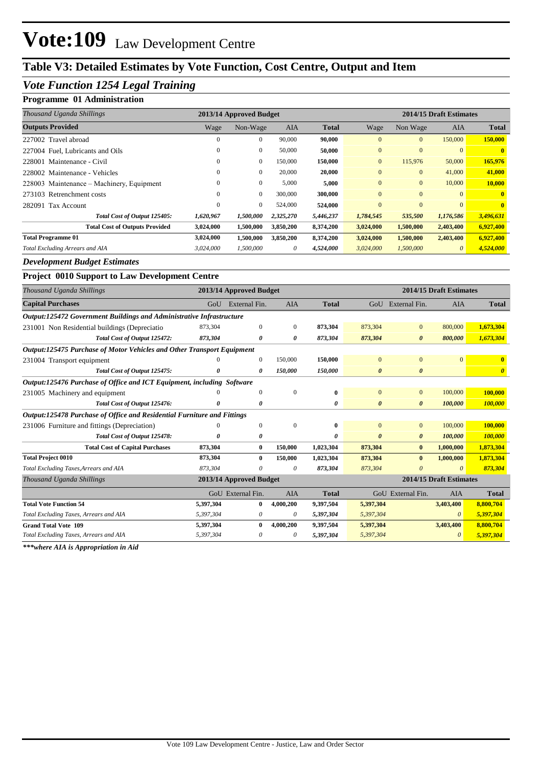# Vote:109 Law Development Centre

## Table V3: Detailed Estimates by Vote Function, Cost Centre, Output and Item

### *Vote Function 1254 Legal Training*

**Programme 01 Administration**

| *Thousand Uganda Shillings* | 2013/14 Approved Budget | | | | 2014/15 Draft Estimates | | | |
|---|---|---|---|---|---|---|---|---|
| **Outputs Provided** | Wage | Non-Wage | AIA | **Total** | Wage | Non Wage | AIA | **Total** |
| 227002 Travel abroad | 0 | 0 | 90,000 | **90,000** | 0 | 0 | 150,000 | **150,000** |
| 227004 Fuel, Lubricants and Oils | 0 | 0 | 50,000 | **50,000** | 0 | 0 | 0 | **0** |
| 228001 Maintenance - Civil | 0 | 0 | 150,000 | **150,000** | 0 | 115,976 | 50,000 | **165,976** |
| 228002 Maintenance - Vehicles | 0 | 0 | 20,000 | **20,000** | 0 | 0 | 41,000 | **41,000** |
| 228003 Maintenance – Machinery, Equipment | 0 | 0 | 5,000 | **5,000** | 0 | 0 | 10,000 | **10,000** |
| 273103 Retrenchment costs | 0 | 0 | 300,000 | **300,000** | 0 | 0 | 0 | **0** |
| 282091 Tax Account | 0 | 0 | 524,000 | **524,000** | 0 | 0 | 0 | **0** |
| ***Total Cost of Output 125405:*** | ***1,620,967*** | ***1,500,000*** | ***2,325,270*** | ***5,446,237*** | ***1,784,545*** | ***535,500*** | ***1,176,586*** | ***3,496,631*** |
| **Total Cost of Outputs Provided** | **3,024,000** | **1,500,000** | **3,850,200** | **8,374,200** | **3,024,000** | **1,500,000** | **2,403,400** | **6,927,400** |
| **Total Programme 01** | **3,024,000** | **1,500,000** | **3,850,200** | **8,374,200** | **3,024,000** | **1,500,000** | **2,403,400** | **6,927,400** |
| *Total Excluding Arrears and AIA* | *3,024,000* | *1,500,000* | *0* | *4,524,000* | *3,024,000* | *1,500,000* | *0* | *4,524,000* |

### *Development Budget Estimates*

**Project 0010 Support to Law Development Centre**

| *Thousand Uganda Shillings* | 2013/14 Approved Budget | | | | 2014/15 Draft Estimates | | | |
|---|---|---|---|---|---|---|---|---|
| **Capital Purchases** | GoU | External Fin. | AIA | **Total** | GoU | External Fin. | AIA | **Total** |
| ***Output:125472 Government Buildings and Administrative Infrastructure*** | | | | | | | | |
| 231001 Non Residential buildings (Depreciatio | 873,304 | 0 | 0 | **873,304** | 873,304 | 0 | 800,000 | **1,673,304** |
| ***Total Cost of Output 125472:*** | ***873,304*** | ***0*** | ***0*** | ***873,304*** | ***873,304*** | ***0*** | ***800,000*** | ***1,673,304*** |
| ***Output:125475 Purchase of Motor Vehicles and Other Transport Equipment*** | | | | | | | | |
| 231004 Transport equipment | 0 | 0 | 150,000 | **150,000** | 0 | 0 | 0 | **0** |
| ***Total Cost of Output 125475:*** | ***0*** | ***0*** | ***150,000*** | ***150,000*** | ***0*** | ***0*** | | ***0*** |
| ***Output:125476 Purchase of Office and ICT Equipment, including Software*** | | | | | | | | |
| 231005 Machinery and equipment | 0 | 0 | 0 | **0** | 0 | 0 | 100,000 | **100,000** |
| ***Total Cost of Output 125476:*** | ***0*** | ***0*** | | ***0*** | ***0*** | ***0*** | ***100,000*** | ***100,000*** |
| ***Output:125478 Purchase of Office and Residential Furniture and Fittings*** | | | | | | | | |
| 231006 Furniture and fittings (Depreciation) | 0 | 0 | 0 | **0** | 0 | 0 | 100,000 | **100,000** |
| ***Total Cost of Output 125478:*** | ***0*** | ***0*** | | ***0*** | ***0*** | ***0*** | ***100,000*** | ***100,000*** |
| **Total Cost of Capital Purchases** | **873,304** | **0** | **150,000** | **1,023,304** | **873,304** | **0** | **1,000,000** | **1,873,304** |
| **Total Project 0010** | **873,304** | **0** | **150,000** | **1,023,304** | **873,304** | **0** | **1,000,000** | **1,873,304** |
| *Total Excluding Taxes,Arrears and AIA* | *873,304* | *0* | *0* | *873,304* | *873,304* | *0* | *0* | *873,304* |

| *Thousand Uganda Shillings* | 2013/14 Approved Budget | | | | 2014/15 Draft Estimates | | | |
|---|---|---|---|---|---|---|---|---|
| | GoU | External Fin. | AIA | **Total** | GoU | External Fin. | AIA | **Total** |
| **Total Vote Function 54** | **5,397,304** | **0** | **4,000,200** | **9,397,504** | **5,397,304** | | **3,403,400** | **8,800,704** |
| *Total Excluding Taxes, Arrears and AIA* | *5,397,304* | *0* | *0* | *5,397,304* | *5,397,304* | | *0* | *5,397,304* |
| **Grand Total Vote 109** | **5,397,304** | **0** | **4,000,200** | **9,397,504** | **5,397,304** | | **3,403,400** | **8,800,704** |
| *Total Excluding Taxes, Arrears and AIA* | *5,397,304* | *0* | *0* | *5,397,304* | *5,397,304* | | *0* | *5,397,304* |

***\*\*\*where AIA is Appropriation in Aid***